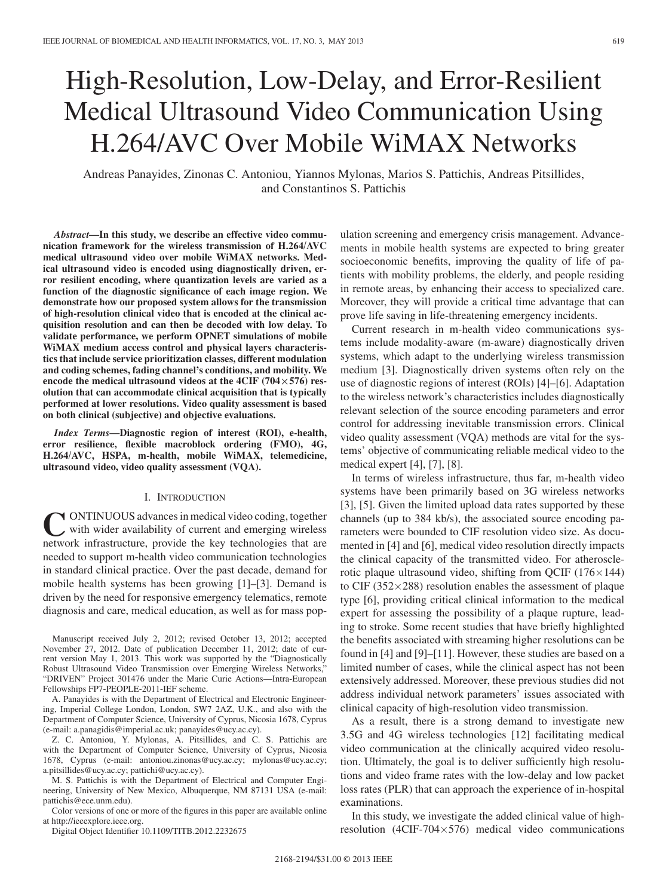# High-Resolution, Low-Delay, and Error-Resilient Medical Ultrasound Video Communication Using H.264/AVC Over Mobile WiMAX Networks

Andreas Panayides, Zinonas C. Antoniou, Yiannos Mylonas, Marios S. Pattichis, Andreas Pitsillides, and Constantinos S. Pattichis

***Abstract*—In this study, we describe an effective video communication framework for the wireless transmission of H.264/AVC medical ultrasound video over mobile WiMAX networks. Medical ultrasound video is encoded using diagnostically driven, error resilient encoding, where quantization levels are varied as a function of the diagnostic significance of each image region. We demonstrate how our proposed system allows for the transmission of high-resolution clinical video that is encoded at the clinical acquisition resolution and can then be decoded with low delay. To validate performance, we perform OPNET simulations of mobile WiMAX medium access control and physical layers characteristics that include service prioritization classes, different modulation and coding schemes, fading channel's conditions, and mobility. We encode the medical ultrasound videos at the 4CIF (704×576) resolution that can accommodate clinical acquisition that is typically performed at lower resolutions. Video quality assessment is based on both clinical (subjective) and objective evaluations.**

***Index Terms*—Diagnostic region of interest (ROI), e-health, error resilience, flexible macroblock ordering (FMO), 4G, H.264/AVC, HSPA, m-health, mobile WiMAX, telemedicine, ultrasound video, video quality assessment (VQA).**

## I. Introduction

CONTINUOUS advances in medical video coding, together with wider availability of current and emerging wireless network infrastructure, provide the key technologies that are needed to support m-health video communication technologies in standard clinical practice. Over the past decade, demand for mobile health systems has been growing [1]–[3]. Demand is driven by the need for responsive emergency telematics, remote diagnosis and care, medical education, as well as for mass population screening and emergency crisis management. Advancements in mobile health systems are expected to bring greater socioeconomic benefits, improving the quality of life of patients with mobility problems, the elderly, and people residing in remote areas, by enhancing their access to specialized care. Moreover, they will provide a critical time advantage that can prove life saving in life-threatening emergency incidents.

Current research in m-health video communications systems include modality-aware (m-aware) diagnostically driven systems, which adapt to the underlying wireless transmission medium [3]. Diagnostically driven systems often rely on the use of diagnostic regions of interest (ROIs) [4]–[6]. Adaptation to the wireless network's characteristics includes diagnostically relevant selection of the source encoding parameters and error control for addressing inevitable transmission errors. Clinical video quality assessment (VQA) methods are vital for the systems' objective of communicating reliable medical video to the medical expert [4], [7], [8].

In terms of wireless infrastructure, thus far, m-health video systems have been primarily based on 3G wireless networks [3], [5]. Given the limited upload data rates supported by these channels (up to 384 kb/s), the associated source encoding parameters were bounded to CIF resolution video size. As documented in [4] and [6], medical video resolution directly impacts the clinical capacity of the transmitted video. For atherosclerotic plaque ultrasound video, shifting from QCIF (176×144) to CIF (352×288) resolution enables the assessment of plaque type [6], providing critical clinical information to the medical expert for assessing the possibility of a plaque rupture, leading to stroke. Some recent studies that have briefly highlighted the benefits associated with streaming higher resolutions can be found in [4] and [9]–[11]. However, these studies are based on a limited number of cases, while the clinical aspect has not been extensively addressed. Moreover, these previous studies did not address individual network parameters' issues associated with clinical capacity of high-resolution video transmission.

As a result, there is a strong demand to investigate new 3.5G and 4G wireless technologies [12] facilitating medical video communication at the clinically acquired video resolution. Ultimately, the goal is to deliver sufficiently high resolutions and video frame rates with the low-delay and low packet loss rates (PLR) that can approach the experience of in-hospital examinations.

In this study, we investigate the added clinical value of high-resolution (4CIF-704×576) medical video communications

---

Manuscript received July 2, 2012; revised October 13, 2012; accepted November 27, 2012. Date of publication December 11, 2012; date of current version May 1, 2013. This work was supported by the "Diagnostically Robust Ultrasound Video Transmission over Emerging Wireless Networks," "DRIVEN" Project 301476 under the Marie Curie Actions—Intra-European Fellowships FP7-PEOPLE-2011-IEF scheme.

A. Panayides is with the Department of Electrical and Electronic Engineering, Imperial College London, London, SW7 2AZ, U.K., and also with the Department of Computer Science, University of Cyprus, Nicosia 1678, Cyprus (e-mail: a.panagidis@imperial.ac.uk; panayides@ucy.ac.cy).

Z. C. Antoniou, Y. Mylonas, A. Pitsillides, and C. S. Pattichis are with the Department of Computer Science, University of Cyprus, Nicosia 1678, Cyprus (e-mail: antoniou.zinonas@ucy.ac.cy; mylonas@ucy.ac.cy; a.pitsillides@ucy.ac.cy; pattichi@ucy.ac.cy).

M. S. Pattichis is with the Department of Electrical and Computer Engineering, University of New Mexico, Albuquerque, NM 87131 USA (e-mail: pattichis@ece.unm.edu).

Color versions of one or more of the figures in this paper are available online at http://ieeexplore.ieee.org.

Digital Object Identifier 10.1109/TITB.2012.2232675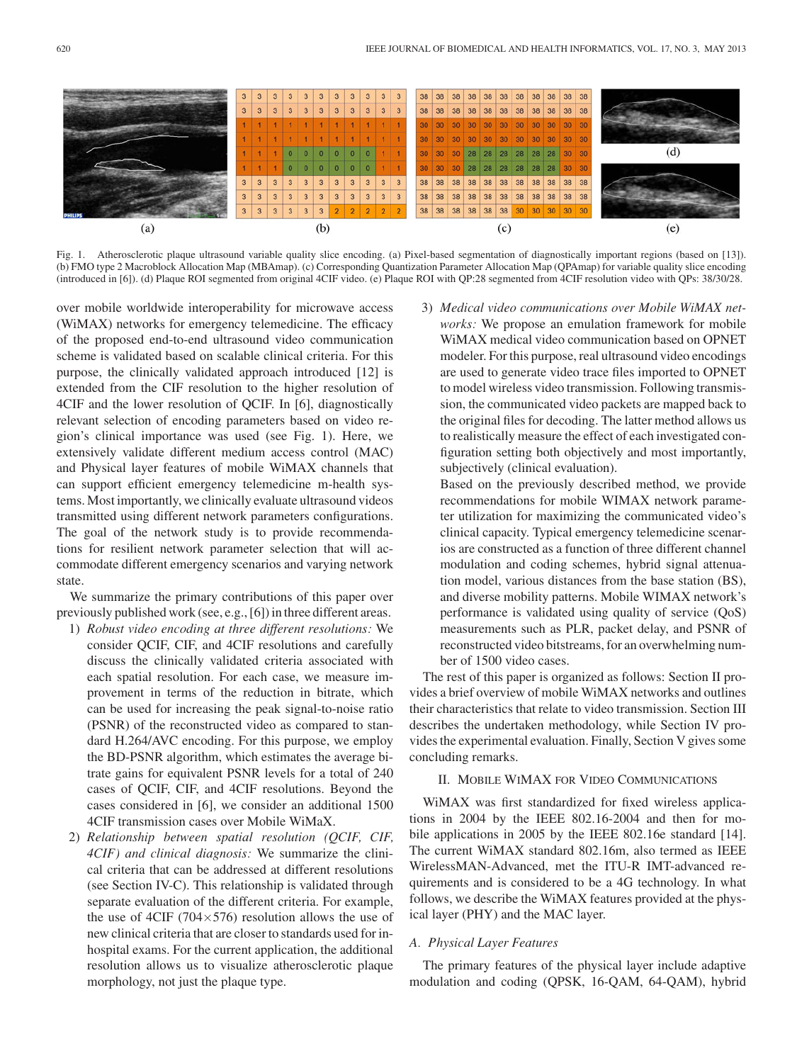Fig. 1. Atherosclerotic plaque ultrasound variable quality slice encoding. (a) Pixel-based segmentation of diagnostically important regions (based on [13]). (b) FMO type 2 Macroblock Allocation Map (MBAmap). (c) Corresponding Quantization Parameter Allocation Map (QPAmap) for variable quality slice encoding (introduced in [6]). (d) Plaque ROI segmented from original 4CIF video. (e) Plaque ROI with QP:28 segmented from 4CIF resolution video with QPs: 38/30/28.

over mobile worldwide interoperability for microwave access (WiMAX) networks for emergency telemedicine. The efficacy of the proposed end-to-end ultrasound video communication scheme is validated based on scalable clinical criteria. For this purpose, the clinically validated approach introduced [12] is extended from the CIF resolution to the higher resolution of 4CIF and the lower resolution of QCIF. In [6], diagnostically relevant selection of encoding parameters based on video region's clinical importance was used (see Fig. 1). Here, we extensively validate different medium access control (MAC) and Physical layer features of mobile WiMAX channels that can support efficient emergency telemedicine m-health systems. Most importantly, we clinically evaluate ultrasound videos transmitted using different network parameters configurations. The goal of the network study is to provide recommendations for resilient network parameter selection that will accommodate different emergency scenarios and varying network state.

We summarize the primary contributions of this paper over previously published work (see, e.g., [6]) in three different areas.

1) *Robust video encoding at three different resolutions:* We consider QCIF, CIF, and 4CIF resolutions and carefully discuss the clinically validated criteria associated with each spatial resolution. For each case, we measure improvement in terms of the reduction in bitrate, which can be used for increasing the peak signal-to-noise ratio (PSNR) of the reconstructed video as compared to standard H.264/AVC encoding. For this purpose, we employ the BD-PSNR algorithm, which estimates the average bitrate gains for equivalent PSNR levels for a total of 240 cases of QCIF, CIF, and 4CIF resolutions. Beyond the cases considered in [6], we consider an additional 1500 4CIF transmission cases over Mobile WiMaX.
2) *Relationship between spatial resolution (QCIF, CIF, 4CIF) and clinical diagnosis:* We summarize the clinical criteria that can be addressed at different resolutions (see Section IV-C). This relationship is validated through separate evaluation of the different criteria. For example, the use of 4CIF ($704 \times 576$) resolution allows the use of new clinical criteria that are closer to standards used for in-hospital exams. For the current application, the additional resolution allows us to visualize atherosclerotic plaque morphology, not just the plaque type.
3) *Medical video communications over Mobile WiMAX networks:* We propose an emulation framework for mobile WiMAX medical video communication based on OPNET modeler. For this purpose, real ultrasound video encodings are used to generate video trace files imported to OPNET to model wireless video transmission. Following transmission, the communicated video packets are mapped back to the original files for decoding. The latter method allows us to realistically measure the effect of each investigated configuration setting both objectively and most importantly, subjectively (clinical evaluation).

   Based on the previously described method, we provide recommendations for mobile WIMAX network parameter utilization for maximizing the communicated video's clinical capacity. Typical emergency telemedicine scenarios are constructed as a function of three different channel modulation and coding schemes, hybrid signal attenuation model, various distances from the base station (BS), and diverse mobility patterns. Mobile WIMAX network's performance is validated using quality of service (QoS) measurements such as PLR, packet delay, and PSNR of reconstructed video bitstreams, for an overwhelming number of 1500 video cases.

The rest of this paper is organized as follows: Section II provides a brief overview of mobile WiMAX networks and outlines their characteristics that relate to video transmission. Section III describes the undertaken methodology, while Section IV provides the experimental evaluation. Finally, Section V gives some concluding remarks.

## II. Mobile WiMAX for Video Communications

WiMAX was first standardized for fixed wireless applications in 2004 by the IEEE 802.16-2004 and then for mobile applications in 2005 by the IEEE 802.16e standard [14]. The current WiMAX standard 802.16m, also termed as IEEE WirelessMAN-Advanced, met the ITU-R IMT-advanced requirements and is considered to be a 4G technology. In what follows, we describe the WiMAX features provided at the physical layer (PHY) and the MAC layer.

### A. Physical Layer Features

The primary features of the physical layer include adaptive modulation and coding (QPSK, 16-QAM, 64-QAM), hybrid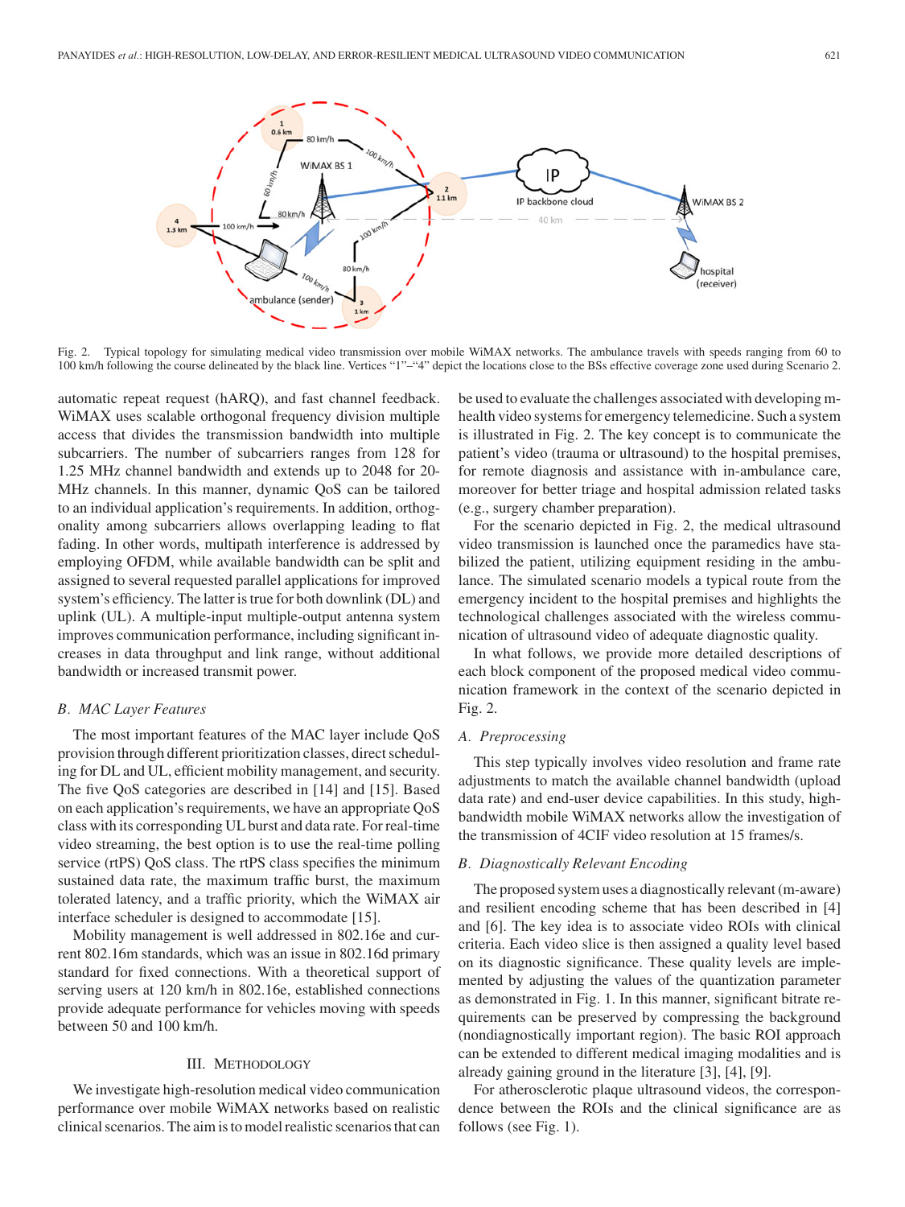Fig. 2. Typical topology for simulating medical video transmission over mobile WiMAX networks. The ambulance travels with speeds ranging from 60 to 100 km/h following the course delineated by the black line. Vertices "1"–"4" depict the locations close to the BSs effective coverage zone used during Scenario 2.

automatic repeat request (hARQ), and fast channel feedback. WiMAX uses scalable orthogonal frequency division multiple access that divides the transmission bandwidth into multiple subcarriers. The number of subcarriers ranges from 128 for 1.25 MHz channel bandwidth and extends up to 2048 for 20-MHz channels. In this manner, dynamic QoS can be tailored to an individual application's requirements. In addition, orthogonality among subcarriers allows overlapping leading to flat fading. In other words, multipath interference is addressed by employing OFDM, while available bandwidth can be split and assigned to several requested parallel applications for improved system's efficiency. The latter is true for both downlink (DL) and uplink (UL). A multiple-input multiple-output antenna system improves communication performance, including significant increases in data throughput and link range, without additional bandwidth or increased transmit power.

### *B. MAC Layer Features*

The most important features of the MAC layer include QoS provision through different prioritization classes, direct scheduling for DL and UL, efficient mobility management, and security. The five QoS categories are described in [14] and [15]. Based on each application's requirements, we have an appropriate QoS class with its corresponding UL burst and data rate. For real-time video streaming, the best option is to use the real-time polling service (rtPS) QoS class. The rtPS class specifies the minimum sustained data rate, the maximum traffic burst, the maximum tolerated latency, and a traffic priority, which the WiMAX air interface scheduler is designed to accommodate [15].

Mobility management is well addressed in 802.16e and current 802.16m standards, which was an issue in 802.16d primary standard for fixed connections. With a theoretical support of serving users at 120 km/h in 802.16e, established connections provide adequate performance for vehicles moving with speeds between 50 and 100 km/h.

## III. Methodology

We investigate high-resolution medical video communication performance over mobile WiMAX networks based on realistic clinical scenarios. The aim is to model realistic scenarios that can be used to evaluate the challenges associated with developing m-health video systems for emergency telemedicine. Such a system is illustrated in Fig. 2. The key concept is to communicate the patient's video (trauma or ultrasound) to the hospital premises, for remote diagnosis and assistance with in-ambulance care, moreover for better triage and hospital admission related tasks (e.g., surgery chamber preparation).

For the scenario depicted in Fig. 2, the medical ultrasound video transmission is launched once the paramedics have stabilized the patient, utilizing equipment residing in the ambulance. The simulated scenario models a typical route from the emergency incident to the hospital premises and highlights the technological challenges associated with the wireless communication of ultrasound video of adequate diagnostic quality.

In what follows, we provide more detailed descriptions of each block component of the proposed medical video communication framework in the context of the scenario depicted in Fig. 2.

### *A. Preprocessing*

This step typically involves video resolution and frame rate adjustments to match the available channel bandwidth (upload data rate) and end-user device capabilities. In this study, high-bandwidth mobile WiMAX networks allow the investigation of the transmission of 4CIF video resolution at 15 frames/s.

### *B. Diagnostically Relevant Encoding*

The proposed system uses a diagnostically relevant (m-aware) and resilient encoding scheme that has been described in [4] and [6]. The key idea is to associate video ROIs with clinical criteria. Each video slice is then assigned a quality level based on its diagnostic significance. These quality levels are implemented by adjusting the values of the quantization parameter as demonstrated in Fig. 1. In this manner, significant bitrate requirements can be preserved by compressing the background (nondiagnostically important region). The basic ROI approach can be extended to different medical imaging modalities and is already gaining ground in the literature [3], [4], [9].

For atherosclerotic plaque ultrasound videos, the correspondence between the ROIs and the clinical significance are as follows (see Fig. 1).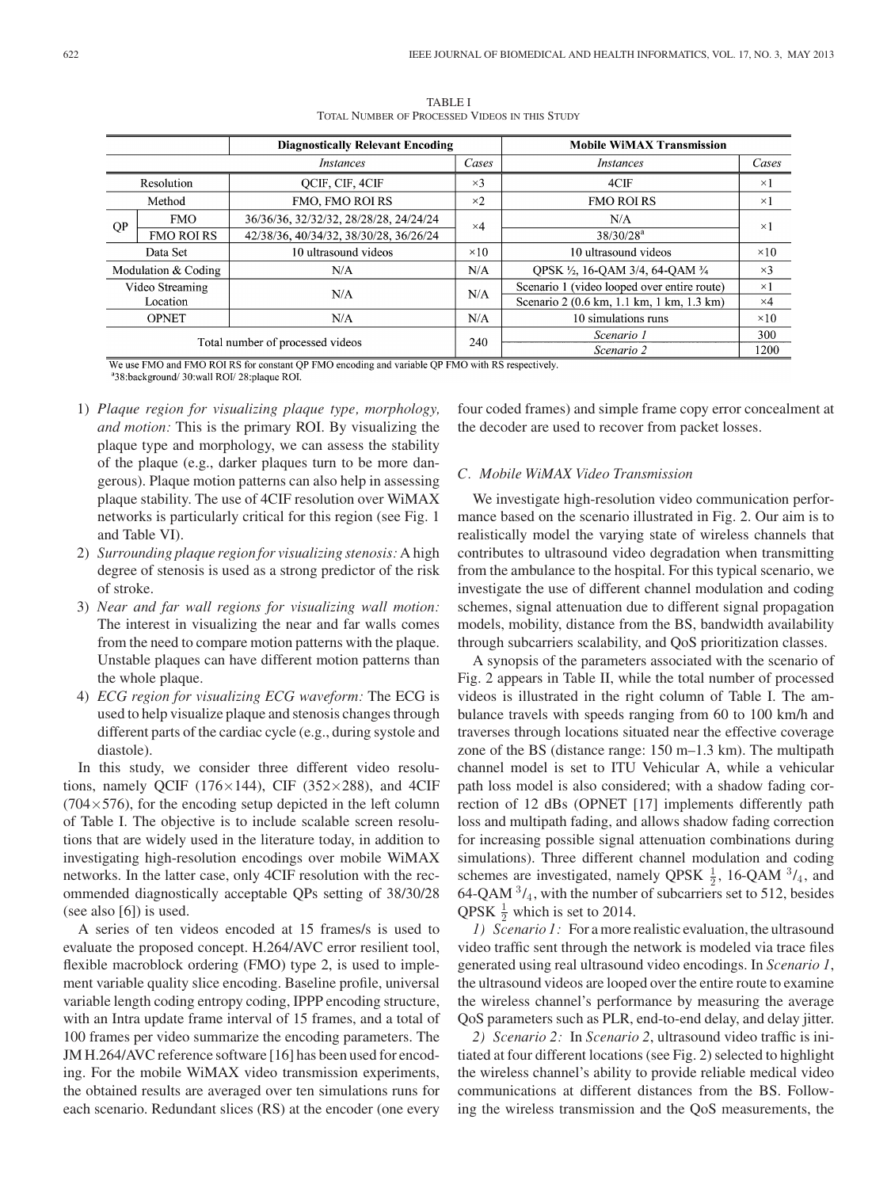TABLE I
Total Number of Processed Videos in this Study

| | | Diagnostically Relevant Encoding | | Mobile WiMAX Transmission | |
|---|---|---|---|---|---|
| | | *Instances* | *Cases* | *Instances* | *Cases* |
| Resolution | | QCIF, CIF, 4CIF | ×3 | 4CIF | ×1 |
| Method | | FMO, FMO ROI RS | ×2 | FMO ROI RS | ×1 |
| QP | FMO | 36/36/36, 32/32/32, 28/28/28, 24/24/24 | ×4 | N/A | ×1 |
| | FMO ROI RS | 42/38/36, 40/34/32, 38/30/28, 36/26/24 | | 38/30/28[a] | |
| Data Set | | 10 ultrasound videos | ×10 | 10 ultrasound videos | ×10 |
| Modulation & Coding | | N/A | N/A | QPSK ½, 16-QAM 3/4, 64-QAM ¾ | ×3 |
| Video Streaming Location | | N/A | N/A | Scenario 1 (video looped over entire route) | ×1 |
| | | | | Scenario 2 (0.6 km, 1.1 km, 1 km, 1.3 km) | ×4 |
| OPNET | | N/A | N/A | 10 simulations runs | ×10 |
| Total number of processed videos | | | 240 | *Scenario 1* | 300 |
| | | | | *Scenario 2* | 1200 |

We use FMO and FMO ROI RS for constant QP FMO encoding and variable QP FMO with RS respectively.
[a]38:background/ 30:wall ROI/ 28:plaque ROI.

1) *Plaque region for visualizing plaque type, morphology, and motion:* This is the primary ROI. By visualizing the plaque type and morphology, we can assess the stability of the plaque (e.g., darker plaques turn to be more dangerous). Plaque motion patterns can also help in assessing plaque stability. The use of 4CIF resolution over WiMAX networks is particularly critical for this region (see Fig. 1 and Table VI).
2) *Surrounding plaque region for visualizing stenosis:* A high degree of stenosis is used as a strong predictor of the risk of stroke.
3) *Near and far wall regions for visualizing wall motion:* The interest in visualizing the near and far walls comes from the need to compare motion patterns with the plaque. Unstable plaques can have different motion patterns than the whole plaque.
4) *ECG region for visualizing ECG waveform:* The ECG is used to help visualize plaque and stenosis changes through different parts of the cardiac cycle (e.g., during systole and diastole).

In this study, we consider three different video resolutions, namely QCIF (176×144), CIF (352×288), and 4CIF (704×576), for the encoding setup depicted in the left column of Table I. The objective is to include scalable screen resolutions that are widely used in the literature today, in addition to investigating high-resolution encodings over mobile WiMAX networks. In the latter case, only 4CIF resolution with the recommended diagnostically acceptable QPs setting of 38/30/28 (see also [6]) is used.

A series of ten videos encoded at 15 frames/s is used to evaluate the proposed concept. H.264/AVC error resilient tool, flexible macroblock ordering (FMO) type 2, is used to implement variable quality slice encoding. Baseline profile, universal variable length coding entropy coding, IPPP encoding structure, with an Intra update frame interval of 15 frames, and a total of 100 frames per video summarize the encoding parameters. The JM H.264/AVC reference software [16] has been used for encoding. For the mobile WiMAX video transmission experiments, the obtained results are averaged over ten simulations runs for each scenario. Redundant slices (RS) at the encoder (one every four coded frames) and simple frame copy error concealment at the decoder are used to recover from packet losses.

### C. Mobile WiMAX Video Transmission

We investigate high-resolution video communication performance based on the scenario illustrated in Fig. 2. Our aim is to realistically model the varying state of wireless channels that contributes to ultrasound video degradation when transmitting from the ambulance to the hospital. For this typical scenario, we investigate the use of different channel modulation and coding schemes, signal attenuation due to different signal propagation models, mobility, distance from the BS, bandwidth availability through subcarriers scalability, and QoS prioritization classes.

A synopsis of the parameters associated with the scenario of Fig. 2 appears in Table II, while the total number of processed videos is illustrated in the right column of Table I. The ambulance travels with speeds ranging from 60 to 100 km/h and traverses through locations situated near the effective coverage zone of the BS (distance range: 150 m–1.3 km). The multipath channel model is set to ITU Vehicular A, while a vehicular path loss model is also considered; with a shadow fading correction of 12 dBs (OPNET [17] implements differently path loss and multipath fading, and allows shadow fading correction for increasing possible signal attenuation combinations during simulations). Three different channel modulation and coding schemes are investigated, namely QPSK $\frac{1}{2}$, 16-QAM $^{3}/_{4}$, and 64-QAM $^{3}/_{4}$, with the number of subcarriers set to 512, besides QPSK $\frac{1}{2}$ which is set to 2014.

*1) Scenario 1:* For a more realistic evaluation, the ultrasound video traffic sent through the network is modeled via trace files generated using real ultrasound video encodings. In *Scenario 1*, the ultrasound videos are looped over the entire route to examine the wireless channel's performance by measuring the average QoS parameters such as PLR, end-to-end delay, and delay jitter.

*2) Scenario 2:* In *Scenario 2*, ultrasound video traffic is initiated at four different locations (see Fig. 2) selected to highlight the wireless channel's ability to provide reliable medical video communications at different distances from the BS. Following the wireless transmission and the QoS measurements, the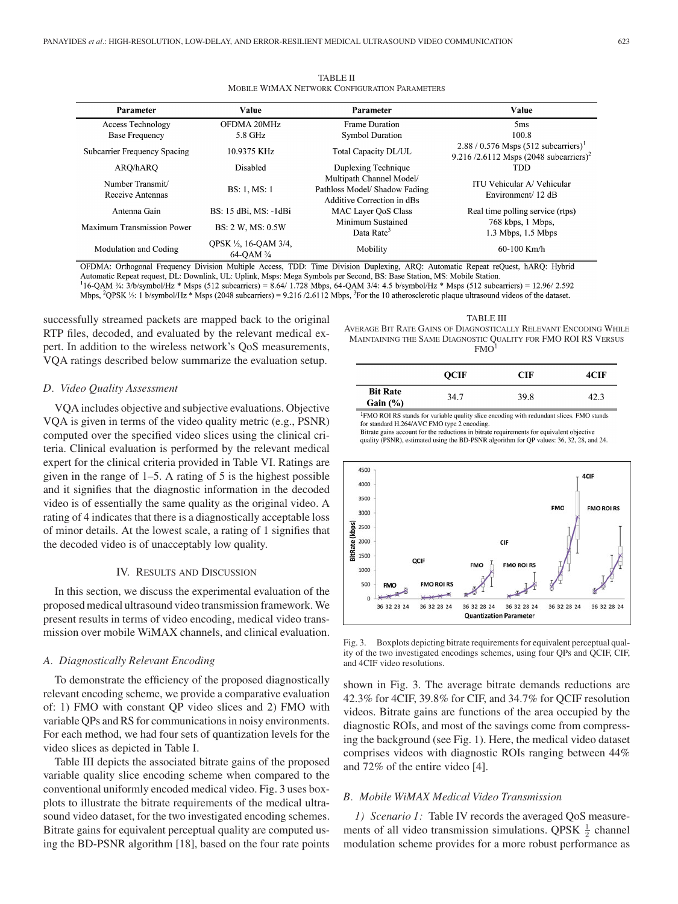TABLE II
MOBILE WIMAX NETWORK CONFIGURATION PARAMETERS

| Parameter | Value | Parameter | Value |
|---|---|---|---|
| Access Technology | OFDMA 20MHz | Frame Duration | 5ms |
| Base Frequency | 5.8 GHz | Symbol Duration | 100.8 |
| Subcarrier Frequency Spacing | 10.9375 KHz | Total Capacity DL/UL | 2.88 / 0.576 Msps (512 subcarriers)[1] 9.216 /2.6112 Msps (2048 subcarriers)[2] |
| ARQ/hARQ | Disabled | Duplexing Technique | TDD |
| Number Transmit/ Receive Antennas | BS: 1, MS: 1 | Multipath Channel Model/ Pathloss Model/ Shadow Fading Additive Correction in dBs | ITU Vehicular A/ Vehicular Environment/ 12 dB |
| Antenna Gain | BS: 15 dBi, MS: -1dBi | MAC Layer QoS Class | Real time polling service (rtps) |
| Maximum Transmission Power | BS: 2 W, MS: 0.5W | Minimum Sustained Data Rate[3] | 768 kbps, 1 Mbps, 1.3 Mbps, 1.5 Mbps |
| Modulation and Coding | QPSK ½, 16-QAM 3/4, 64-QAM ¾ | Mobility | 60-100 Km/h |

OFDMA: Orthogonal Frequency Division Multiple Access, TDD: Time Division Duplexing, ARQ: Automatic Repeat reQuest, hARQ: Hybrid Automatic Repeat request, DL: Downlink, UL: Uplink, Msps: Mega Symbols per Second, BS: Base Station, MS: Mobile Station.
[1]16-QAM ¾: 3/b/symbol/Hz * Msps (512 subcarriers) = 8.64/ 1.728 Mbps, 64-QAM 3/4: 4.5 b/symbol/Hz * Msps (512 subcarriers) = 12.96/ 2.592 Mbps, [2]QPSK ½: 1 b/symbol/Hz * Msps (2048 subcarriers) = 9.216 /2.6112 Mbps, [3]For the 10 atherosclerotic plaque ultrasound videos of the dataset.

successfully streamed packets are mapped back to the original RTP files, decoded, and evaluated by the relevant medical expert. In addition to the wireless network's QoS measurements, VQA ratings described below summarize the evaluation setup.

### D. Video Quality Assessment

VQA includes objective and subjective evaluations. Objective VQA is given in terms of the video quality metric (e.g., PSNR) computed over the specified video slices using the clinical criteria. Clinical evaluation is performed by the relevant medical expert for the clinical criteria provided in Table VI. Ratings are given in the range of 1–5. A rating of 5 is the highest possible and it signifies that the diagnostic information in the decoded video is of essentially the same quality as the original video. A rating of 4 indicates that there is a diagnostically acceptable loss of minor details. At the lowest scale, a rating of 1 signifies that the decoded video is of unacceptably low quality.

## IV. RESULTS AND DISCUSSION

In this section, we discuss the experimental evaluation of the proposed medical ultrasound video transmission framework. We present results in terms of video encoding, medical video transmission over mobile WiMAX channels, and clinical evaluation.

### A. Diagnostically Relevant Encoding

To demonstrate the efficiency of the proposed diagnostically relevant encoding scheme, we provide a comparative evaluation of: 1) FMO with constant QP video slices and 2) FMO with variable QPs and RS for communications in noisy environments. For each method, we had four sets of quantization levels for the video slices as depicted in Table I.

Table III depicts the associated bitrate gains of the proposed variable quality slice encoding scheme when compared to the conventional uniformly encoded medical video. Fig. 3 uses boxplots to illustrate the bitrate requirements of the medical ultrasound video dataset, for the two investigated encoding schemes. Bitrate gains for equivalent perceptual quality are computed using the BD-PSNR algorithm [18], based on the four rate points shown in Fig. 3. The average bitrate demands reductions are 42.3% for 4CIF, 39.8% for CIF, and 34.7% for QCIF resolution videos. Bitrate gains are functions of the area occupied by the diagnostic ROIs, and most of the savings come from compressing the background (see Fig. 1). Here, the medical video dataset comprises videos with diagnostic ROIs ranging between 44% and 72% of the entire video [4].

TABLE III
AVERAGE BIT RATE GAINS OF DIAGNOSTICALLY RELEVANT ENCODING WHILE MAINTAINING THE SAME DIAGNOSTIC QUALITY FOR FMO ROI RS VERSUS FMO[1]

| | QCIF | CIF | 4CIF |
|---|---|---|---|
| **Bit Rate Gain (%)** | 34.7 | 39.8 | 42.3 |

[1]FMO ROI RS stands for variable quality slice encoding with redundant slices. FMO stands for standard H.264/AVC FMO type 2 encoding.
Bitrate gains account for the reductions in bitrate requirements for equivalent objective quality (PSNR), estimated using the BD-PSNR algorithm for QP values: 36, 32, 28, and 24.

Fig. 3. Boxplots depicting bitrate requirements for equivalent perceptual quality of the two investigated encodings schemes, using four QPs and QCIF, CIF, and 4CIF video resolutions.

### B. Mobile WiMAX Medical Video Transmission

*1) Scenario 1:* Table IV records the averaged QoS measurements of all video transmission simulations. QPSK $\frac{1}{2}$ channel modulation scheme provides for a more robust performance as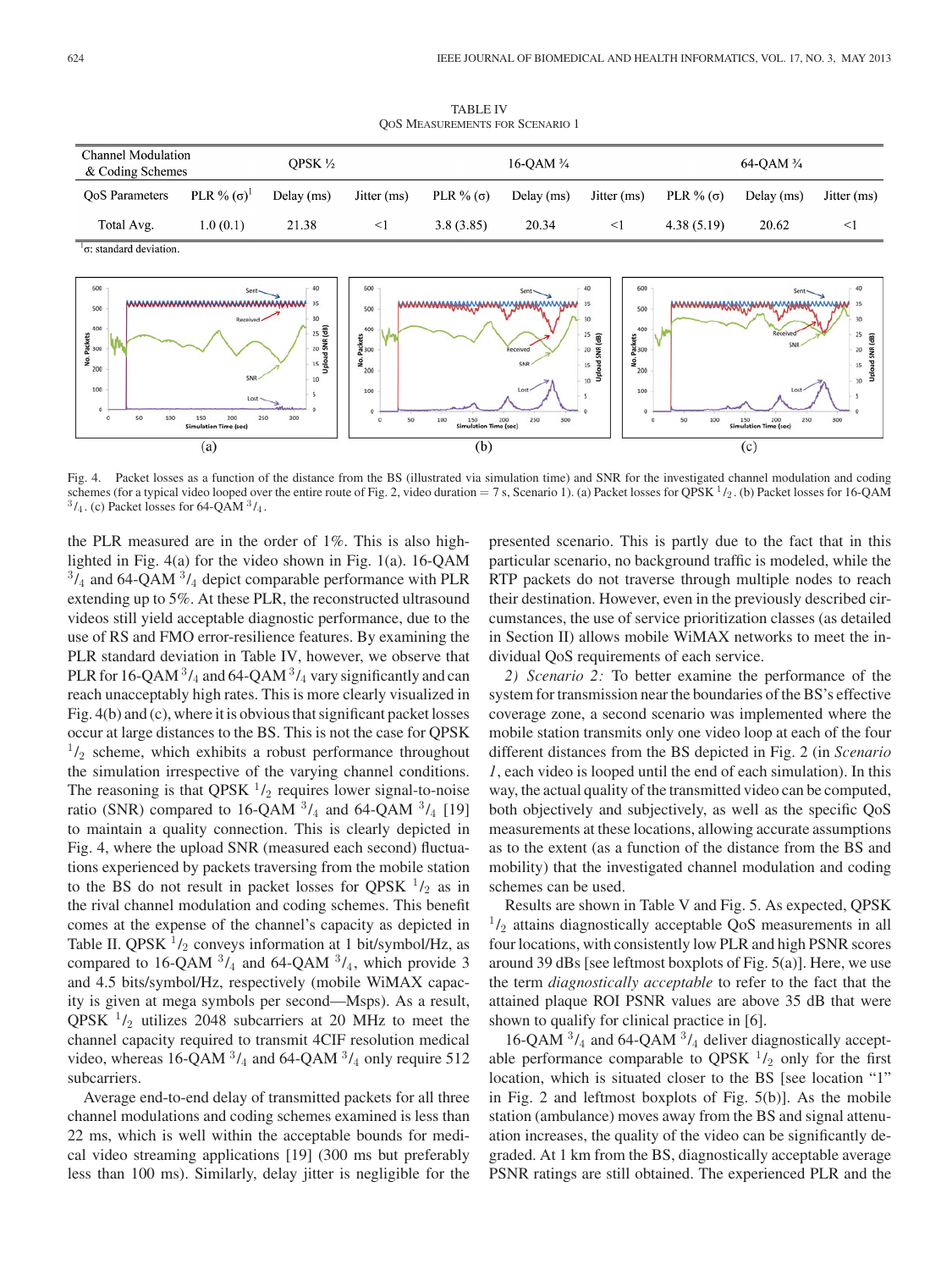TABLE IV
QoS Measurements for Scenario 1

| Channel Modulation & Coding Schemes | QPSK ½ | | | 16-QAM ¾ | | | 64-QAM ¾ | | |
|---|---|---|---|---|---|---|---|---|---|
| QoS Parameters | PLR % (σ)[1] | Delay (ms) | Jitter (ms) | PLR % (σ) | Delay (ms) | Jitter (ms) | PLR % (σ) | Delay (ms) | Jitter (ms) |
| Total Avg. | 1.0 (0.1) | 21.38 | <1 | 3.8 (3.85) | 20.34 | <1 | 4.38 (5.19) | 20.62 | <1 |

[1]σ: standard deviation.

Fig. 4. Packet losses as a function of the distance from the BS (illustrated via simulation time) and SNR for the investigated channel modulation and coding schemes (for a typical video looped over the entire route of Fig. 2, video duration = 7 s, Scenario 1). (a) Packet losses for QPSK $^1/_2$. (b) Packet losses for 16-QAM $^3/_4$. (c) Packet losses for 64-QAM $^3/_4$.

the PLR measured are in the order of 1%. This is also highlighted in Fig. 4(a) for the video shown in Fig. 1(a). 16-QAM $^3/_4$ and 64-QAM $^3/_4$ depict comparable performance with PLR extending up to 5%. At these PLR, the reconstructed ultrasound videos still yield acceptable diagnostic performance, due to the use of RS and FMO error-resilience features. By examining the PLR standard deviation in Table IV, however, we observe that PLR for 16-QAM $^3/_4$ and 64-QAM $^3/_4$ vary significantly and can reach unacceptably high rates. This is more clearly visualized in Fig. 4(b) and (c), where it is obvious that significant packet losses occur at large distances to the BS. This is not the case for QPSK $^1/_2$ scheme, which exhibits a robust performance throughout the simulation irrespective of the varying channel conditions. The reasoning is that QPSK $^1/_2$ requires lower signal-to-noise ratio (SNR) compared to 16-QAM $^3/_4$ and 64-QAM $^3/_4$ [19] to maintain a quality connection. This is clearly depicted in Fig. 4, where the upload SNR (measured each second) fluctuations experienced by packets traversing from the mobile station to the BS do not result in packet losses for QPSK $^1/_2$ as in the rival channel modulation and coding schemes. This benefit comes at the expense of the channel's capacity as depicted in Table II. QPSK $^1/_2$ conveys information at 1 bit/symbol/Hz, as compared to 16-QAM $^3/_4$ and 64-QAM $^3/_4$, which provide 3 and 4.5 bits/symbol/Hz, respectively (mobile WiMAX capacity is given at mega symbols per second—Msps). As a result, QPSK $^1/_2$ utilizes 2048 subcarriers at 20 MHz to meet the channel capacity required to transmit 4CIF resolution medical video, whereas 16-QAM $^3/_4$ and 64-QAM $^3/_4$ only require 512 subcarriers.

Average end-to-end delay of transmitted packets for all three channel modulations and coding schemes examined is less than 22 ms, which is well within the acceptable bounds for medical video streaming applications [19] (300 ms but preferably less than 100 ms). Similarly, delay jitter is negligible for the presented scenario. This is partly due to the fact that in this particular scenario, no background traffic is modeled, while the RTP packets do not traverse through multiple nodes to reach their destination. However, even in the previously described circumstances, the use of service prioritization classes (as detailed in Section II) allows mobile WiMAX networks to meet the individual QoS requirements of each service.

*2) Scenario 2:* To better examine the performance of the system for transmission near the boundaries of the BS's effective coverage zone, a second scenario was implemented where the mobile station transmits only one video loop at each of the four different distances from the BS depicted in Fig. 2 (in *Scenario 1*, each video is looped until the end of each simulation). In this way, the actual quality of the transmitted video can be computed, both objectively and subjectively, as well as the specific QoS measurements at these locations, allowing accurate assumptions as to the extent (as a function of the distance from the BS and mobility) that the investigated channel modulation and coding schemes can be used.

Results are shown in Table V and Fig. 5. As expected, QPSK $^1/_2$ attains diagnostically acceptable QoS measurements in all four locations, with consistently low PLR and high PSNR scores around 39 dBs [see leftmost boxplots of Fig. 5(a)]. Here, we use the term *diagnostically acceptable* to refer to the fact that the attained plaque ROI PSNR values are above 35 dB that were shown to qualify for clinical practice in [6].

16-QAM $^3/_4$ and 64-QAM $^3/_4$ deliver diagnostically acceptable performance comparable to QPSK $^1/_2$ only for the first location, which is situated closer to the BS [see location "1" in Fig. 2 and leftmost boxplots of Fig. 5(b)]. As the mobile station (ambulance) moves away from the BS and signal attenuation increases, the quality of the video can be significantly degraded. At 1 km from the BS, diagnostically acceptable average PSNR ratings are still obtained. The experienced PLR and the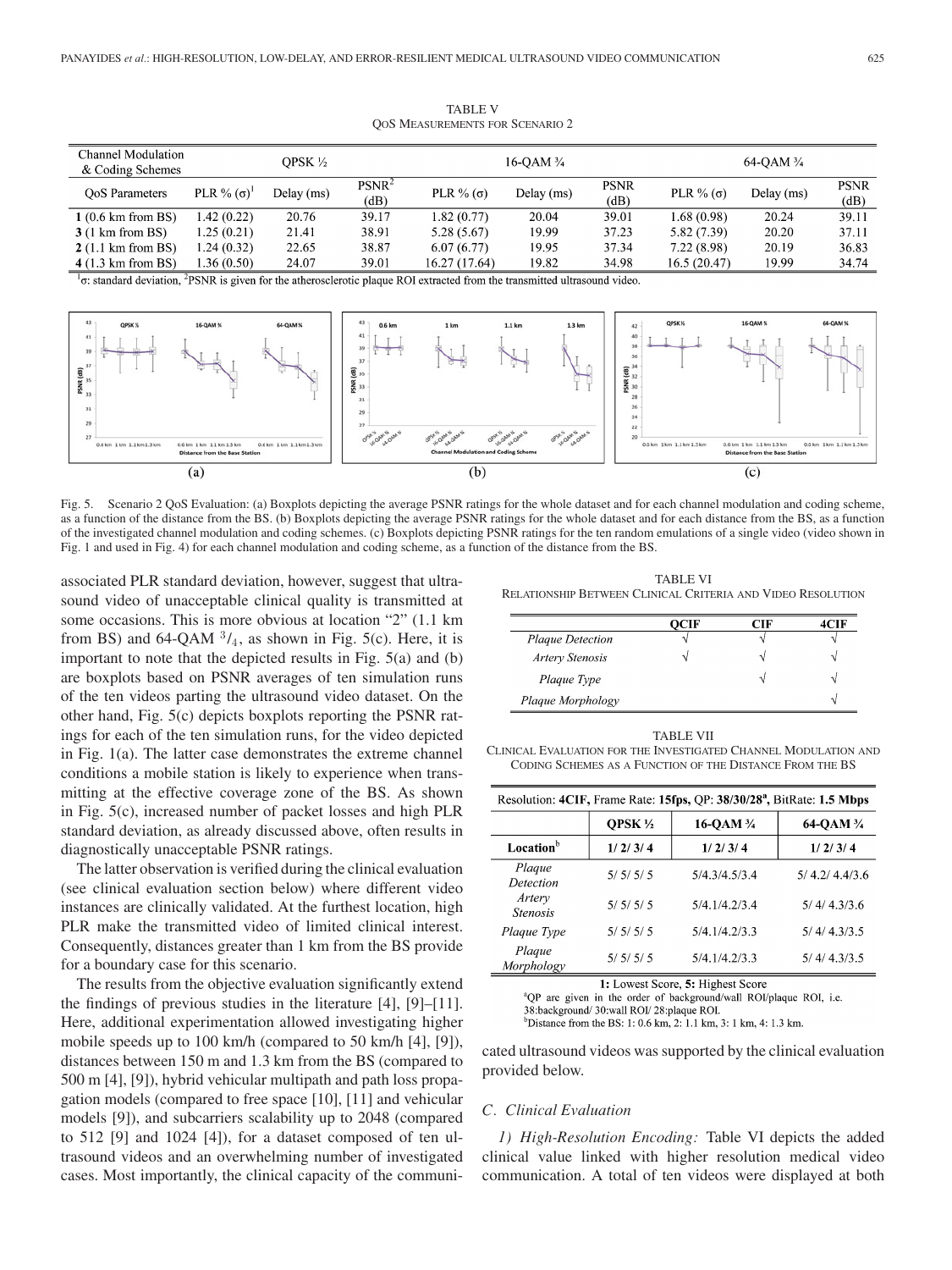TABLE V
QoS Measurements for Scenario 2

| Channel Modulation & Coding Schemes | QPSK ½ | | | 16-QAM ¾ | | | 64-QAM ¾ | | |
|---|---|---|---|---|---|---|---|---|---|
| QoS Parameters | PLR % (σ)[1] | Delay (ms) | PSNR[2] (dB) | PLR % (σ) | Delay (ms) | PSNR (dB) | PLR % (σ) | Delay (ms) | PSNR (dB) |
| **1** (0.6 km from BS) | 1.42 (0.22) | 20.76 | 39.17 | 1.82 (0.77) | 20.04 | 39.01 | 1.68 (0.98) | 20.24 | 39.11 |
| **3** (1 km from BS) | 1.25 (0.21) | 21.41 | 38.91 | 5.28 (5.67) | 19.99 | 37.23 | 5.82 (7.39) | 20.20 | 37.11 |
| **2** (1.1 km from BS) | 1.24 (0.32) | 22.65 | 38.87 | 6.07 (6.77) | 19.95 | 37.34 | 7.22 (8.98) | 20.19 | 36.83 |
| **4** (1.3 km from BS) | 1.36 (0.50) | 24.07 | 39.01 | 16.27 (17.64) | 19.82 | 34.98 | 16.5 (20.47) | 19.99 | 34.74 |

[1]σ: standard deviation, [2]PSNR is given for the atherosclerotic plaque ROI extracted from the transmitted ultrasound video.

Fig. 5. Scenario 2 QoS Evaluation: (a) Boxplots depicting the average PSNR ratings for the whole dataset and for each channel modulation and coding scheme, as a function of the distance from the BS. (b) Boxplots depicting the average PSNR ratings for the whole dataset and for each distance from the BS, as a function of the investigated channel modulation and coding schemes. (c) Boxplots depicting PSNR ratings for the ten random emulations of a single video (video shown in Fig. 1 and used in Fig. 4) for each channel modulation and coding scheme, as a function of the distance from the BS.

associated PLR standard deviation, however, suggest that ultrasound video of unacceptable clinical quality is transmitted at some occasions. This is more obvious at location "2" (1.1 km from BS) and 64-QAM $^3/_4$, as shown in Fig. 5(c). Here, it is important to note that the depicted results in Fig. 5(a) and (b) are boxplots based on PSNR averages of ten simulation runs of the ten videos parting the ultrasound video dataset. On the other hand, Fig. 5(c) depicts boxplots reporting the PSNR ratings for each of the ten simulation runs, for the video depicted in Fig. 1(a). The latter case demonstrates the extreme channel conditions a mobile station is likely to experience when transmitting at the effective coverage zone of the BS. As shown in Fig. 5(c), increased number of packet losses and high PLR standard deviation, as already discussed above, often results in diagnostically unacceptable PSNR ratings.

The latter observation is verified during the clinical evaluation (see clinical evaluation section below) where different video instances are clinically validated. At the furthest location, high PLR make the transmitted video of limited clinical interest. Consequently, distances greater than 1 km from the BS provide for a boundary case for this scenario.

The results from the objective evaluation significantly extend the findings of previous studies in the literature [4], [9]–[11]. Here, additional experimentation allowed investigating higher mobile speeds up to 100 km/h (compared to 50 km/h [4], [9]), distances between 150 m and 1.3 km from the BS (compared to 500 m [4], [9]), hybrid vehicular multipath and path loss propagation models (compared to free space [10], [11] and vehicular models [9]), and subcarriers scalability up to 2048 (compared to 512 [9] and 1024 [4]), for a dataset composed of ten ultrasound videos and an overwhelming number of investigated cases. Most importantly, the clinical capacity of the communicated ultrasound videos was supported by the clinical evaluation provided below.

TABLE VI
Relationship Between Clinical Criteria and Video Resolution

| | QCIF | CIF | 4CIF |
|---|---|---|---|
| *Plaque Detection* | √ | √ | √ |
| *Artery Stenosis* | √ | √ | √ |
| *Plaque Type* | | √ | √ |
| *Plaque Morphology* | | | √ |

TABLE VII
Clinical Evaluation for the Investigated Channel Modulation and Coding Schemes as a Function of the Distance From the BS

Resolution: **4CIF,** Frame Rate: **15fps,** QP: **38/30/28[a],** BitRate: **1.5 Mbps**

| | QPSK ½ | 16-QAM ¾ | 64-QAM ¾ |
|---|---|---|---|
| **Location**[b] | 1/ 2/ 3/ 4 | 1/ 2/ 3/ 4 | 1/ 2/ 3/ 4 |
| *Plaque Detection* | 5/ 5/ 5/ 5 | 5/4.3/4.5/3.4 | 5/ 4.2/ 4.4/3.6 |
| *Artery Stenosis* | 5/ 5/ 5/ 5 | 5/4.1/4.2/3.4 | 5/ 4/ 4.3/3.6 |
| *Plaque Type* | 5/ 5/ 5/ 5 | 5/4.1/4.2/3.3 | 5/ 4/ 4.3/3.5 |
| *Plaque Morphology* | 5/ 5/ 5/ 5 | 5/4.1/4.2/3.3 | 5/ 4/ 4.3/3.5 |

**1:** Lowest Score, **5:** Highest Score
[a]QP are given in the order of background/wall ROI/plaque ROI, i.e. 38:background/ 30:wall ROI/ 28:plaque ROI.
[b]Distance from the BS: 1: 0.6 km, 2: 1.1 km, 3: 1 km, 4: 1.3 km.

### C. Clinical Evaluation

*1) High-Resolution Encoding:* Table VI depicts the added clinical value linked with higher resolution medical video communication. A total of ten videos were displayed at both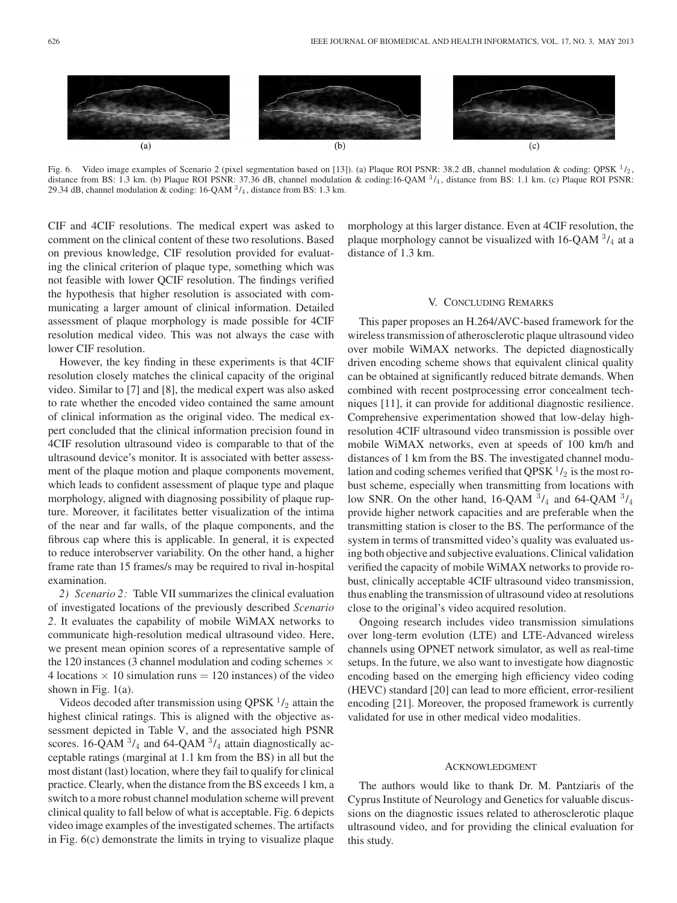Fig. 6. Video image examples of Scenario 2 (pixel segmentation based on [13]). (a) Plaque ROI PSNR: 38.2 dB, channel modulation & coding: QPSK $^1/_2$, distance from BS: 1.3 km. (b) Plaque ROI PSNR: 37.36 dB, channel modulation & coding:16-QAM $^3/_4$, distance from BS: 1.1 km. (c) Plaque ROI PSNR: 29.34 dB, channel modulation & coding: 16-QAM $^3/_4$, distance from BS: 1.3 km.

CIF and 4CIF resolutions. The medical expert was asked to comment on the clinical content of these two resolutions. Based on previous knowledge, CIF resolution provided for evaluating the clinical criterion of plaque type, something which was not feasible with lower QCIF resolution. The findings verified the hypothesis that higher resolution is associated with communicating a larger amount of clinical information. Detailed assessment of plaque morphology is made possible for 4CIF resolution medical video. This was not always the case with lower CIF resolution.

However, the key finding in these experiments is that 4CIF resolution closely matches the clinical capacity of the original video. Similar to [7] and [8], the medical expert was also asked to rate whether the encoded video contained the same amount of clinical information as the original video. The medical expert concluded that the clinical information precision found in 4CIF resolution ultrasound video is comparable to that of the ultrasound device's monitor. It is associated with better assessment of the plaque motion and plaque components movement, which leads to confident assessment of plaque type and plaque morphology, aligned with diagnosing possibility of plaque rupture. Moreover, it facilitates better visualization of the intima of the near and far walls, of the plaque components, and the fibrous cap where this is applicable. In general, it is expected to reduce interobserver variability. On the other hand, a higher frame rate than 15 frames/s may be required to rival in-hospital examination.

*2) Scenario 2:* Table VII summarizes the clinical evaluation of investigated locations of the previously described *Scenario 2*. It evaluates the capability of mobile WiMAX networks to communicate high-resolution medical ultrasound video. Here, we present mean opinion scores of a representative sample of the 120 instances (3 channel modulation and coding schemes $\times$ 4 locations $\times$ 10 simulation runs = 120 instances) of the video shown in Fig. 1(a).

Videos decoded after transmission using QPSK $^1/_2$ attain the highest clinical ratings. This is aligned with the objective assessment depicted in Table V, and the associated high PSNR scores. 16-QAM $^3/_4$ and 64-QAM $^3/_4$ attain diagnostically acceptable ratings (marginal at 1.1 km from the BS) in all but the most distant (last) location, where they fail to qualify for clinical practice. Clearly, when the distance from the BS exceeds 1 km, a switch to a more robust channel modulation scheme will prevent clinical quality to fall below of what is acceptable. Fig. 6 depicts video image examples of the investigated schemes. The artifacts in Fig. 6(c) demonstrate the limits in trying to visualize plaque morphology at this larger distance. Even at 4CIF resolution, the plaque morphology cannot be visualized with 16-QAM $^3/_4$ at a distance of 1.3 km.

## V. Concluding Remarks

This paper proposes an H.264/AVC-based framework for the wireless transmission of atherosclerotic plaque ultrasound video over mobile WiMAX networks. The depicted diagnostically driven encoding scheme shows that equivalent clinical quality can be obtained at significantly reduced bitrate demands. When combined with recent postprocessing error concealment techniques [11], it can provide for additional diagnostic resilience. Comprehensive experimentation showed that low-delay high-resolution 4CIF ultrasound video transmission is possible over mobile WiMAX networks, even at speeds of 100 km/h and distances of 1 km from the BS. The investigated channel modulation and coding schemes verified that QPSK $^1/_2$ is the most robust scheme, especially when transmitting from locations with low SNR. On the other hand, 16-QAM $^3/_4$ and 64-QAM $^3/_4$ provide higher network capacities and are preferable when the transmitting station is closer to the BS. The performance of the system in terms of transmitted video's quality was evaluated using both objective and subjective evaluations. Clinical validation verified the capacity of mobile WiMAX networks to provide robust, clinically acceptable 4CIF ultrasound video transmission, thus enabling the transmission of ultrasound video at resolutions close to the original's video acquired resolution.

Ongoing research includes video transmission simulations over long-term evolution (LTE) and LTE-Advanced wireless channels using OPNET network simulator, as well as real-time setups. In the future, we also want to investigate how diagnostic encoding based on the emerging high efficiency video coding (HEVC) standard [20] can lead to more efficient, error-resilient encoding [21]. Moreover, the proposed framework is currently validated for use in other medical video modalities.

## Acknowledgment

The authors would like to thank Dr. M. Pantziaris of the Cyprus Institute of Neurology and Genetics for valuable discussions on the diagnostic issues related to atherosclerotic plaque ultrasound video, and for providing the clinical evaluation for this study.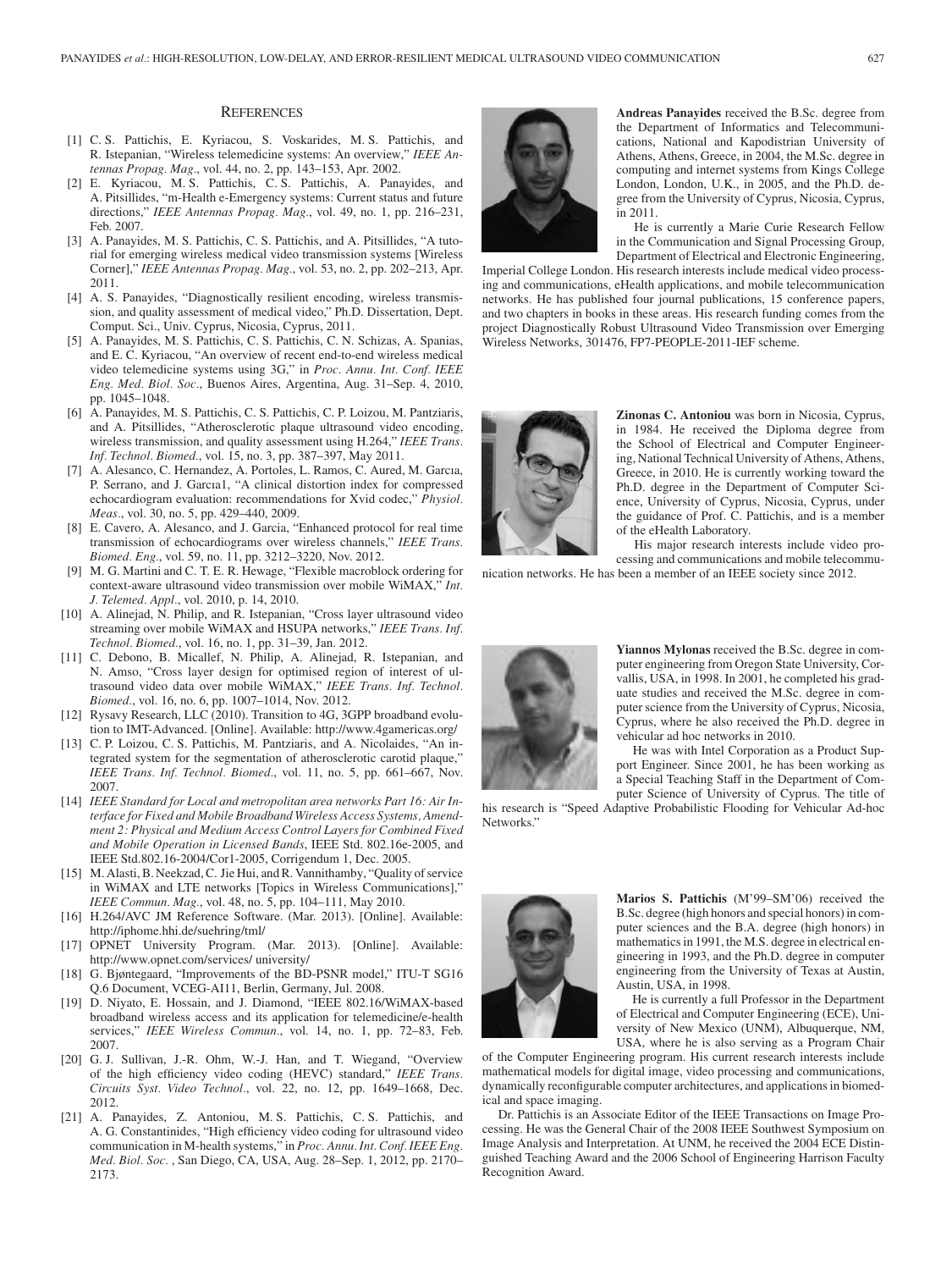## References

[1] C. S. Pattichis, E. Kyriacou, S. Voskarides, M. S. Pattichis, and R. Istepanian, "Wireless telemedicine systems: An overview," *IEEE Antennas Propag. Mag.*, vol. 44, no. 2, pp. 143–153, Apr. 2002.

[2] E. Kyriacou, M. S. Pattichis, C. S. Pattichis, A. Panayides, and A. Pitsillides, "m-Health e-Emergency systems: Current status and future directions," *IEEE Antennas Propag. Mag.*, vol. 49, no. 1, pp. 216–231, Feb. 2007.

[3] A. Panayides, M. S. Pattichis, C. S. Pattichis, and A. Pitsillides, "A tutorial for emerging wireless medical video transmission systems [Wireless Corner]," *IEEE Antennas Propag. Mag.*, vol. 53, no. 2, pp. 202–213, Apr. 2011.

[4] A. S. Panayides, "Diagnostically resilient encoding, wireless transmission, and quality assessment of medical video," Ph.D. Dissertation, Dept. Comput. Sci., Univ. Cyprus, Nicosia, Cyprus, 2011.

[5] A. Panayides, M. S. Pattichis, C. S. Pattichis, C. N. Schizas, A. Spanias, and E. C. Kyriacou, "An overview of recent end-to-end wireless medical video telemedicine systems using 3G," in *Proc. Annu. Int. Conf. IEEE Eng. Med. Biol. Soc.*, Buenos Aires, Argentina, Aug. 31–Sep. 4, 2010, pp. 1045–1048.

[6] A. Panayides, M. S. Pattichis, C. S. Pattichis, C. P. Loizou, M. Pantziaris, and A. Pitsillides, "Atherosclerotic plaque ultrasound video encoding, wireless transmission, and quality assessment using H.264," *IEEE Trans. Inf. Technol. Biomed.*, vol. 15, no. 3, pp. 387–397, May 2011.

[7] A. Alesanco, C. Hernandez, A. Portoles, L. Ramos, C. Aured, M. Garcıa, P. Serrano, and J. Garcıa1, "A clinical distortion index for compressed echocardiogram evaluation: recommendations for Xvid codec," *Physiol. Meas.*, vol. 30, no. 5, pp. 429–440, 2009.

[8] E. Cavero, A. Alesanco, and J. Garcia, "Enhanced protocol for real time transmission of echocardiograms over wireless channels," *IEEE Trans. Biomed. Eng.*, vol. 59, no. 11, pp. 3212–3220, Nov. 2012.

[9] M. G. Martini and C. T. E. R. Hewage, "Flexible macroblock ordering for context-aware ultrasound video transmission over mobile WiMAX," *Int. J. Telemed. Appl.*, vol. 2010, p. 14, 2010.

[10] A. Alinejad, N. Philip, and R. Istepanian, "Cross layer ultrasound video streaming over mobile WiMAX and HSUPA networks," *IEEE Trans. Inf. Technol. Biomed.*, vol. 16, no. 1, pp. 31–39, Jan. 2012.

[11] C. Debono, B. Micallef, N. Philip, A. Alinejad, R. Istepanian, and N. Amso, "Cross layer design for optimised region of interest of ultrasound video data over mobile WiMAX," *IEEE Trans. Inf. Technol. Biomed.*, vol. 16, no. 6, pp. 1007–1014, Nov. 2012.

[12] Rysavy Research, LLC (2010). Transition to 4G, 3GPP broadband evolution to IMT-Advanced. [Online]. Available: http://www.4gamericas.org/

[13] C. P. Loizou, C. S. Pattichis, M. Pantziaris, and A. Nicolaides, "An integrated system for the segmentation of atherosclerotic carotid plaque," *IEEE Trans. Inf. Technol. Biomed.*, vol. 11, no. 5, pp. 661–667, Nov. 2007.

[14] *IEEE Standard for Local and metropolitan area networks Part 16: Air Interface for Fixed and Mobile Broadband Wireless Access Systems, Amendment 2: Physical and Medium Access Control Layers for Combined Fixed and Mobile Operation in Licensed Bands*, IEEE Std. 802.16e-2005, and IEEE Std.802.16-2004/Cor1-2005, Corrigendum 1, Dec. 2005.

[15] M. Alasti, B. Neekzad, C. Jie Hui, and R. Vannithamby, "Quality of service in WiMAX and LTE networks [Topics in Wireless Communications]," *IEEE Commun. Mag.*, vol. 48, no. 5, pp. 104–111, May 2010.

[16] H.264/AVC JM Reference Software. (Mar. 2013). [Online]. Available: http://iphome.hhi.de/suehring/tml/

[17] OPNET University Program. (Mar. 2013). [Online]. Available: http://www.opnet.com/services/ university/

[18] G. Bjøntegaard, "Improvements of the BD-PSNR model," ITU-T SG16 Q.6 Document, VCEG-AI11, Berlin, Germany, Jul. 2008.

[19] D. Niyato, E. Hossain, and J. Diamond, "IEEE 802.16/WiMAX-based broadband wireless access and its application for telemedicine/e-health services," *IEEE Wireless Commun.*, vol. 14, no. 1, pp. 72–83, Feb. 2007.

[20] G. J. Sullivan, J.-R. Ohm, W.-J. Han, and T. Wiegand, "Overview of the high efficiency video coding (HEVC) standard," *IEEE Trans. Circuits Syst. Video Technol.*, vol. 22, no. 12, pp. 1649–1668, Dec. 2012.

[21] A. Panayides, Z. Antoniou, M. S. Pattichis, C. S. Pattichis, and A. G. Constantinides, "High efficiency video coding for ultrasound video communication in M-health systems," in *Proc. Annu. Int. Conf. IEEE Eng. Med. Biol. Soc.* , San Diego, CA, USA, Aug. 28–Sep. 1, 2012, pp. 2170–2173.

**Andreas Panayides** received the B.Sc. degree from the Department of Informatics and Telecommunications, National and Kapodistrian University of Athens, Athens, Greece, in 2004, the M.Sc. degree in computing and internet systems from Kings College London, London, U.K., in 2005, and the Ph.D. degree from the University of Cyprus, Nicosia, Cyprus, in 2011.

He is currently a Marie Curie Research Fellow in the Communication and Signal Processing Group, Department of Electrical and Electronic Engineering, Imperial College London. His research interests include medical video processing and communications, eHealth applications, and mobile telecommunication networks. He has published four journal publications, 15 conference papers, and two chapters in books in these areas. His research funding comes from the project Diagnostically Robust Ultrasound Video Transmission over Emerging Wireless Networks, 301476, FP7-PEOPLE-2011-IEF scheme.

**Zinonas C. Antoniou** was born in Nicosia, Cyprus, in 1984. He received the Diploma degree from the School of Electrical and Computer Engineering, National Technical University of Athens, Athens, Greece, in 2010. He is currently working toward the Ph.D. degree in the Department of Computer Science, University of Cyprus, Nicosia, Cyprus, under the guidance of Prof. C. Pattichis, and is a member of the eHealth Laboratory.

His major research interests include video processing and communications and mobile telecommunication networks. He has been a member of an IEEE society since 2012.

**Yiannos Mylonas** received the B.Sc. degree in computer engineering from Oregon State University, Corvallis, USA, in 1998. In 2001, he completed his graduate studies and received the M.Sc. degree in computer science from the University of Cyprus, Nicosia, Cyprus, where he also received the Ph.D. degree in vehicular ad hoc networks in 2010.

He was with Intel Corporation as a Product Support Engineer. Since 2001, he has been working as a Special Teaching Staff in the Department of Computer Science of University of Cyprus. The title of his research is "Speed Adaptive Probabilistic Flooding for Vehicular Ad-hoc Networks."

**Marios S. Pattichis** (M'99–SM'06) received the B.Sc. degree (high honors and special honors) in computer sciences and the B.A. degree (high honors) in mathematics in 1991, the M.S. degree in electrical engineering in 1993, and the Ph.D. degree in computer engineering from the University of Texas at Austin, Austin, USA, in 1998.

He is currently a full Professor in the Department of Electrical and Computer Engineering (ECE), University of New Mexico (UNM), Albuquerque, NM, USA, where he is also serving as a Program Chair of the Computer Engineering program. His current research interests include mathematical models for digital image, video processing and communications, dynamically reconfigurable computer architectures, and applications in biomedical and space imaging.

Dr. Pattichis is an Associate Editor of the IEEE Transactions on Image Processing. He was the General Chair of the 2008 IEEE Southwest Symposium on Image Analysis and Interpretation. At UNM, he received the 2004 ECE Distinguished Teaching Award and the 2006 School of Engineering Harrison Faculty Recognition Award.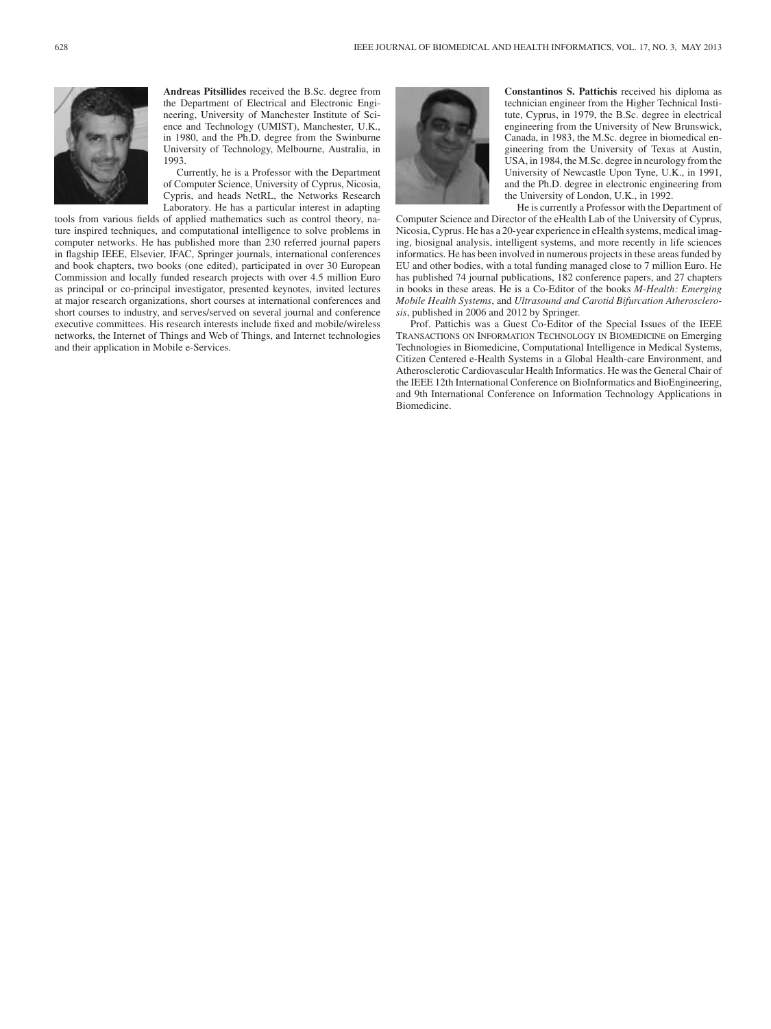**Andreas Pitsillides** received the B.Sc. degree from the Department of Electrical and Electronic Engineering, University of Manchester Institute of Science and Technology (UMIST), Manchester, U.K., in 1980, and the Ph.D. degree from the Swinburne University of Technology, Melbourne, Australia, in 1993.

Currently, he is a Professor with the Department of Computer Science, University of Cyprus, Nicosia, Cypris, and heads NetRL, the Networks Research Laboratory. He has a particular interest in adapting tools from various fields of applied mathematics such as control theory, nature inspired techniques, and computational intelligence to solve problems in computer networks. He has published more than 230 referred journal papers in flagship IEEE, Elsevier, IFAC, Springer journals, international conferences and book chapters, two books (one edited), participated in over 30 European Commission and locally funded research projects with over 4.5 million Euro as principal or co-principal investigator, presented keynotes, invited lectures at major research organizations, short courses at international conferences and short courses to industry, and serves/served on several journal and conference executive committees. His research interests include fixed and mobile/wireless networks, the Internet of Things and Web of Things, and Internet technologies and their application in Mobile e-Services.

**Constantinos S. Pattichis** received his diploma as technician engineer from the Higher Technical Institute, Cyprus, in 1979, the B.Sc. degree in electrical engineering from the University of New Brunswick, Canada, in 1983, the M.Sc. degree in biomedical engineering from the University of Texas at Austin, USA, in 1984, the M.Sc. degree in neurology from the University of Newcastle Upon Tyne, U.K., in 1991, and the Ph.D. degree in electronic engineering from the University of London, U.K., in 1992.

He is currently a Professor with the Department of Computer Science and Director of the eHealth Lab of the University of Cyprus, Nicosia, Cyprus. He has a 20-year experience in eHealth systems, medical imaging, biosignal analysis, intelligent systems, and more recently in life sciences informatics. He has been involved in numerous projects in these areas funded by EU and other bodies, with a total funding managed close to 7 million Euro. He has published 74 journal publications, 182 conference papers, and 27 chapters in books in these areas. He is a Co-Editor of the books *M-Health: Emerging Mobile Health Systems*, and *Ultrasound and Carotid Bifurcation Atherosclerosis*, published in 2006 and 2012 by Springer.

Prof. Pattichis was a Guest Co-Editor of the Special Issues of the IEEE Transactions on Information Technology in Biomedicine on Emerging Technologies in Biomedicine, Computational Intelligence in Medical Systems, Citizen Centered e-Health Systems in a Global Health-care Environment, and Atherosclerotic Cardiovascular Health Informatics. He was the General Chair of the IEEE 12th International Conference on BioInformatics and BioEngineering, and 9th International Conference on Information Technology Applications in Biomedicine.